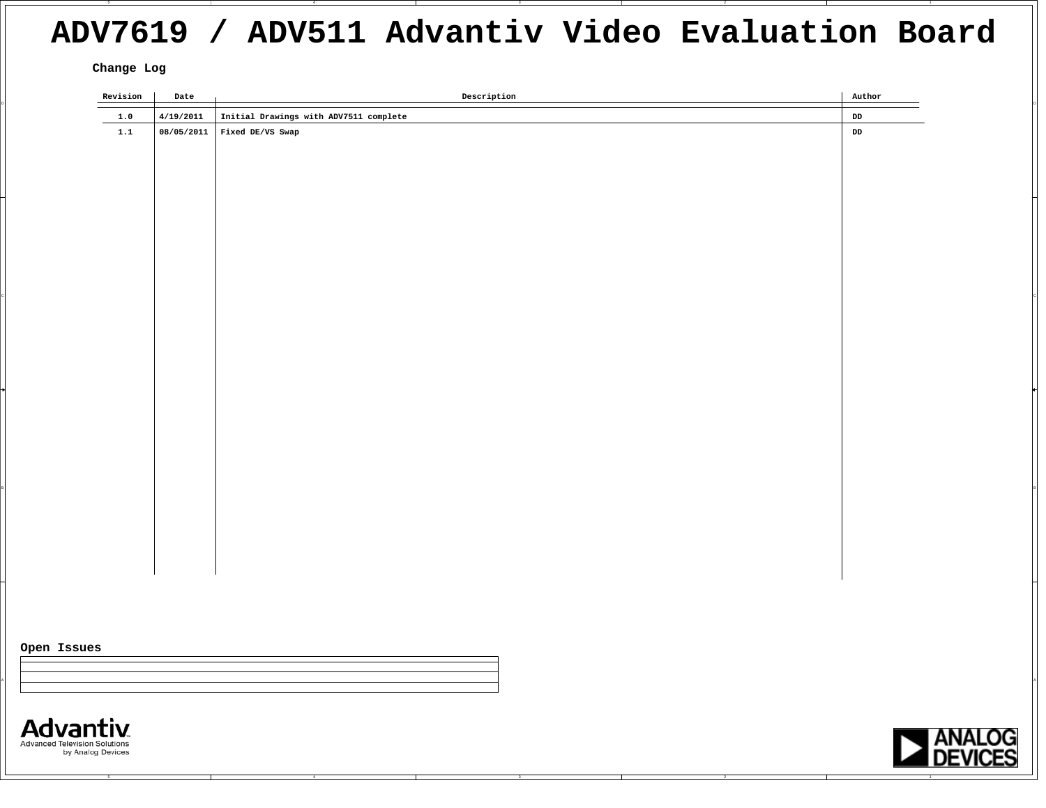# ADV7619 / ADV511 Advantiv Video Evaluation Board

## Change Log

| Revision | Date | Description | Author |
|---|---|---|---|
| 1.0 | 4/19/2011 | Initial Drawings with ADV7511 complete | DD |
| 1.1 | 08/05/2011 | Fixed DE/VS Swap | DD |

## Open Issues

| |
|---|
| |
| |
| |

Advantiv
Advanced Television Solutions
by Analog Devices

ANALOG DEVICES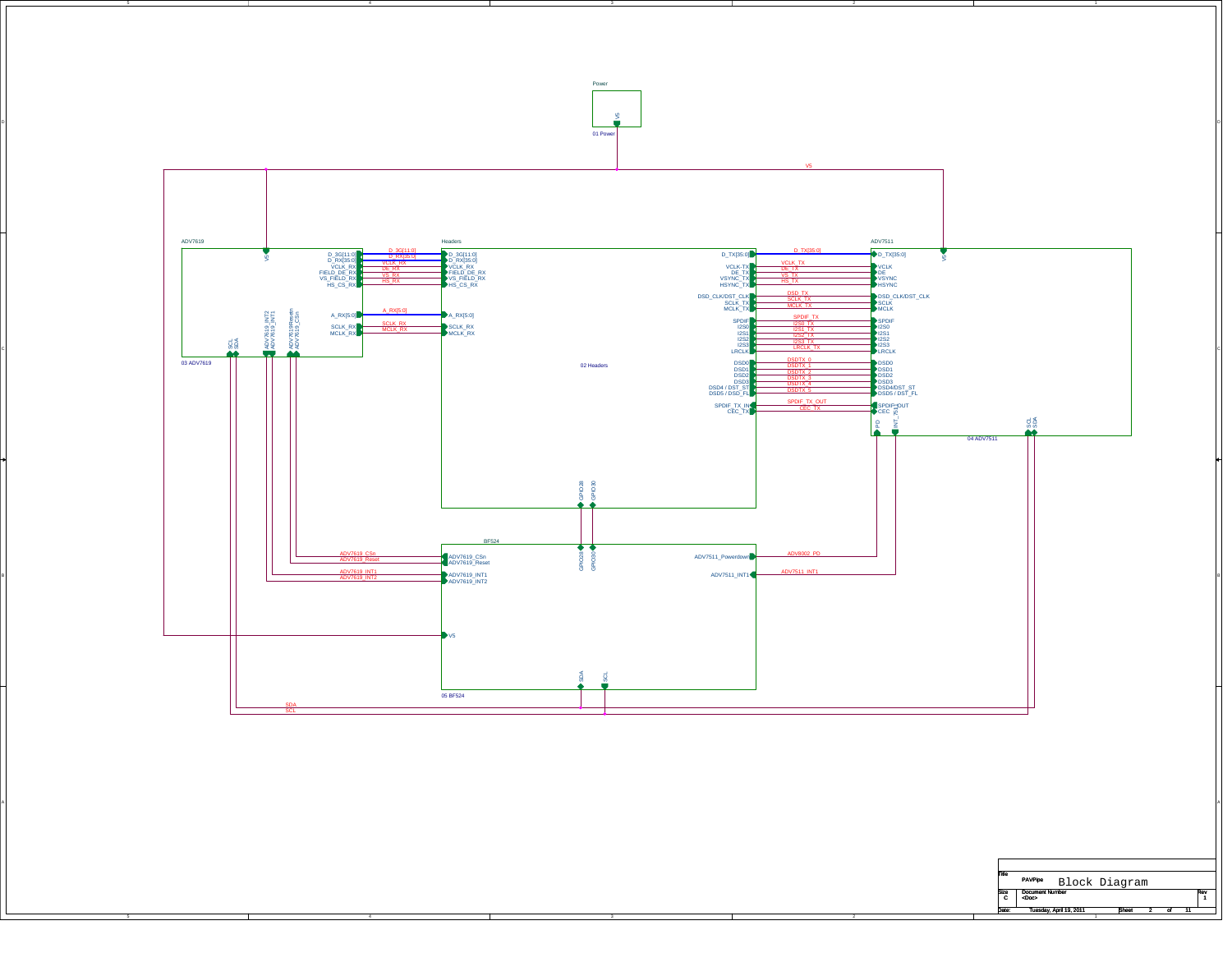# Block Diagram

**Power** (01 Power)
- V5

**ADV7619** (03 ADV7619)
- D_3G[11:0]
- D_RX[35:0]
- VCLK_RX
- FIELD_DE_RX
- VS_FIELD_RX
- HS_CS_RX
- A_RX[5:0]
- SCLK_RX
- MCLK_RX
- V5
- SCL
- SDA
- ADV7619_INT2
- ADV7619_INT1
- ADV7619Reset
- ADV7619_CSn

**Headers** (02 Headers)
- D_3G[11:0]
- D_RX[35:0]
- VCLK_RX
- FIELD_DE_RX
- VS_FIELD_RX
- HS_CS_RX
- A_RX[5:0]
- SCLK_RX
- MCLK_RX
- D_TX[35:0]
- VCLK-TX
- DE_TX
- VSYNC_TX
- HSYNC_TX
- DSD_CLK/DST_CLK
- SCLK_TX
- MCLK_TX
- SPDIF
- I2S0
- I2S1
- I2S2
- I2S3
- LRCLK
- DSD0
- DSD1
- DSD2
- DSD3
- DSD4 / DST_ST
- DSD5 / DSD_FL
- SPDIF_TX_IN
- CEC_TX
- GPIO28
- GPIO30

**ADV7511** (04 ADV7511)
- D_TX[35:0]
- VCLK
- DE
- VSYNC
- HSYNC
- DSD_CLK/DST_CLK
- SCLK
- MCLK
- SPDIF
- I2S0
- I2S1
- I2S2
- I2S3
- LRCLK
- DSD0
- DSD1
- DSD2
- DSD3
- DSD4/DST_ST
- DSD5 / DST_FL
- SPDIF_OUT
- CEC
- V5
- PD
- INT_PIN
- SCL
- SDA

**BF524** (05 BF524)
- ADV7619_CSn
- ADV7619_Reset
- ADV7619_INT1
- ADV7619_INT2
- V5
- GPIO28
- GPIO30
- ADV7511_Powerdown
- ADV7511_INT1
- SDA
- SCL

**Nets**
- V5
- D_3G[11:0], D_RX[35:0], VCLK_RX, DE_RX, VS_RX, HS_RX
- A_RX[5:0]
- SCLK_RX, MCLK_RX
- D_TX[35:0]
- VCLK_TX, DE_TX, VS_TX, HS_TX
- DSD_TX, SCLK_TX, MCLK_TX
- SPDIF_TX, I2S0_TX, I2S1_TX, I2S2_TX, I2S3_TX, LRCLK_TX
- DSDTX_0, DSDTX_1, DSDTX_2, DSDTX_3, DSDTX_4, DSDTX_5
- SPDIF_TX_OUT, CEC_TX
- ADV7619_CSn, ADV7619_Reset, ADV7619_INT1, ADV7619_INT2
- ADV8002_PD
- ADV7511_INT1
- SDA, SCL

| Title | PAVPipe Block Diagram | |
|---|---|---|
| Size: C | Document Number: <Doc> | Rev: 1 |
| Date: Tuesday, April 19, 2011 | Sheet 2 of 11 | |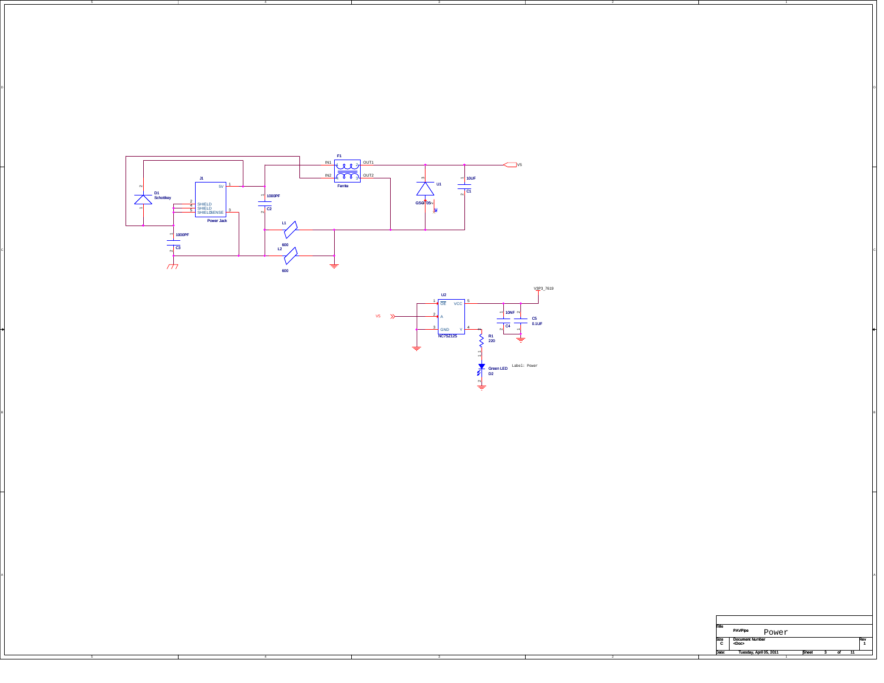J1

Power Jack

5V

SHIELD

SHIELD

SHIELDSENSE

D1
Schottkey

1000PF
C2

1000PF
C3

F1
Ferrite

IN1 OUT1

IN2 OUT2

U1
GSOT05

10UF
C1

VS

L1
600

L2
600

U2
NC7SZ125

OE VCC

A

GND Y

VS

V3P3_7619

10NF
C4

C5
0.1UF

R1
220

Green LED
D2

Label: Power

| Title | PAVPipe Power |
|---|---|
| Size C | Document Number <Doc> | Rev 1 |
| Date: Tuesday, April 05, 2011 | Sheet 3 of 11 |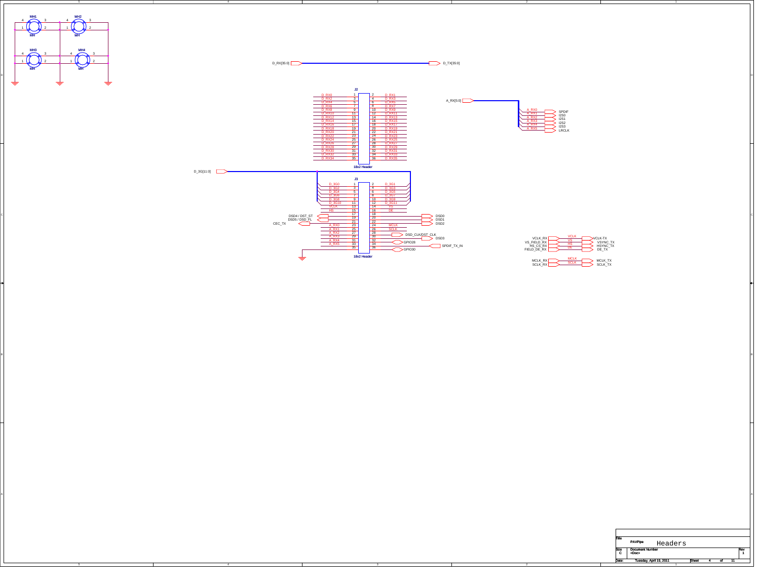MH1 MH2 MH3 MH4 (MH)

D_RX[35:0] → D_TX[35:0]

A_RX[5:0]

| Signal | Net |
|---|---|
| A_RX0 | SPDIF |
| A_RX1 | I2S0 |
| A_RX2 | I2S1 |
| A_RX3 | I2S2 |
| A_RX4 | I2S3 |
| A_RX5 | LRCLK |

## J2 — 18x2 Header

| Signal | Pin | Pin | Signal |
|---|---|---|---|
| D_RX0 | 1 | 2 | D_RX1 |
| D_RX2 | 3 | 4 | D_RX3 |
| D_RX4 | 5 | 6 | D_RX5 |
| D_RX6 | 7 | 8 | D_RX7 |
| D_RX8 | 9 | 10 | D_RX9 |
| D_RX10 | 11 | 12 | D_RX11 |
| D_RX12 | 13 | 14 | D_RX13 |
| D_RX14 | 15 | 16 | D_RX15 |
| D_RX16 | 17 | 18 | D_RX17 |
| D_RX18 | 19 | 20 | D_RX19 |
| D_RX20 | 21 | 22 | D_RX21 |
| D_RX22 | 23 | 24 | D_RX23 |
| D_RX24 | 25 | 26 | D_RX25 |
| D_RX26 | 27 | 28 | D_RX27 |
| D_RX28 | 29 | 30 | D_RX29 |
| D_RX30 | 31 | 32 | D_RX31 |
| D_RX32 | 33 | 34 | D_RX33 |
| D_RX34 | 35 | 36 | D_RX35 |

D_3G[11:0]

## J3 — 18x2 Header

| Signal | Pin | Pin | Signal |
|---|---|---|---|
| D_3G0 | 1 | 2 | D_3G1 |
| D_3G2 | 3 | 4 | D_3G3 |
| D_3G4 | 5 | 6 | D_3G5 |
| D_3G6 | 7 | 8 | D_3G7 |
| D_3G8 | 9 | 10 | D_3G9 |
| D_3G10 | 11 | 12 | D_3G11 |
| VCLK | 13 | 14 | VS |
| HS | 15 | 16 | DE |
| | 17 | 18 | DSD0 |
| DSD4 / DST_ST | 19 | 20 | DSD1 |
| DSD5 / DSD_FL | 21 | 22 | DSD2 |
| CEC_TX / A_RX0 | 23 | 24 | MCLK |
| A_RX1 | 25 | 26 | SCLK |
| A_RX2 | 27 | 28 | DSD_CLK/DST_CLK |
| A_RX3 | 29 | 30 | DSD3 |
| A_RX4 | 31 | 32 | GPIO28 |
| A_RX5 | 33 | 34 | SPDIF_TX_IN |
| | 35 | 36 | GPIO30 |

| Input | Net | Output |
|---|---|---|
| VCLK_RX | VCLK | VCLK-TX |
| VS_FIELD_RX | VS | VSYNC_TX |
| HS_CS_RX | HS | HSYNC_TX |
| FIELD_DE_RX | DE | DE_TX |
| MCLK_RX | MCLK | MCLK_TX |
| SCLK_RX | SCLK | SCLK_TX |

| Title | PAVPipe — Headers |
|---|---|
| Size | C |
| Document Number | <Doc> |
| Rev | 1 |
| Date | Tuesday, April 19, 2011 |
| Sheet | 4 of 11 |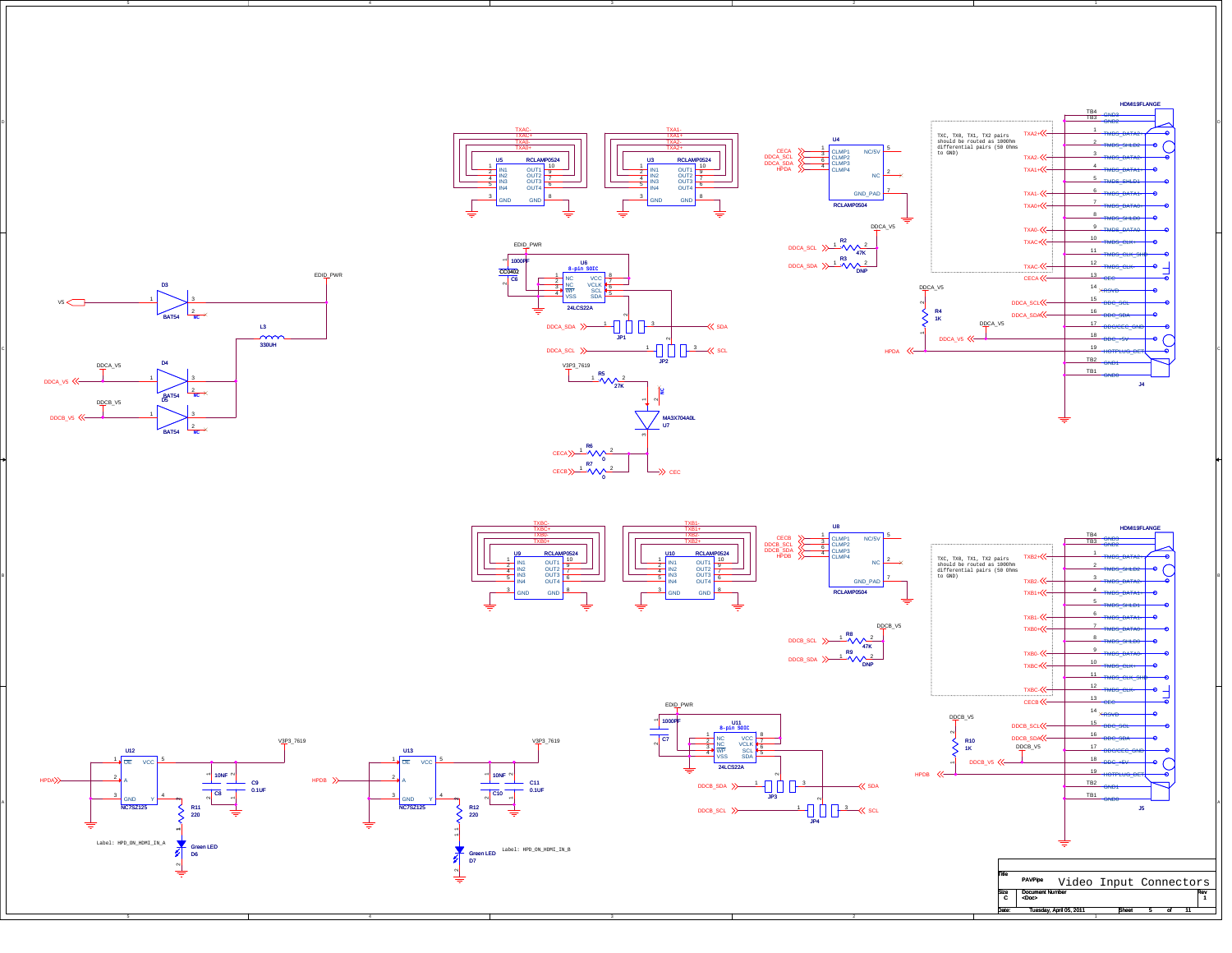TXC, TX0, TX1, TX2 pairs should be routed as 100Ohm differential pairs (50 Ohms to GND)

TXC, TX0, TX1, TX2 pairs should be routed as 100Ohm differential pairs (50 Ohms to GND)

Label: HPD_ON_HDMI_IN_A

Label: HPD_ON_HDMI_IN_B

| Title | PAVPipe | Video Input Connectors |
|---|---|---|
| Size | Document Number | Rev |
| C | <Doc> | 1 |
| Date: | Tuesday, April 05, 2011 | Sheet 5 of 11 |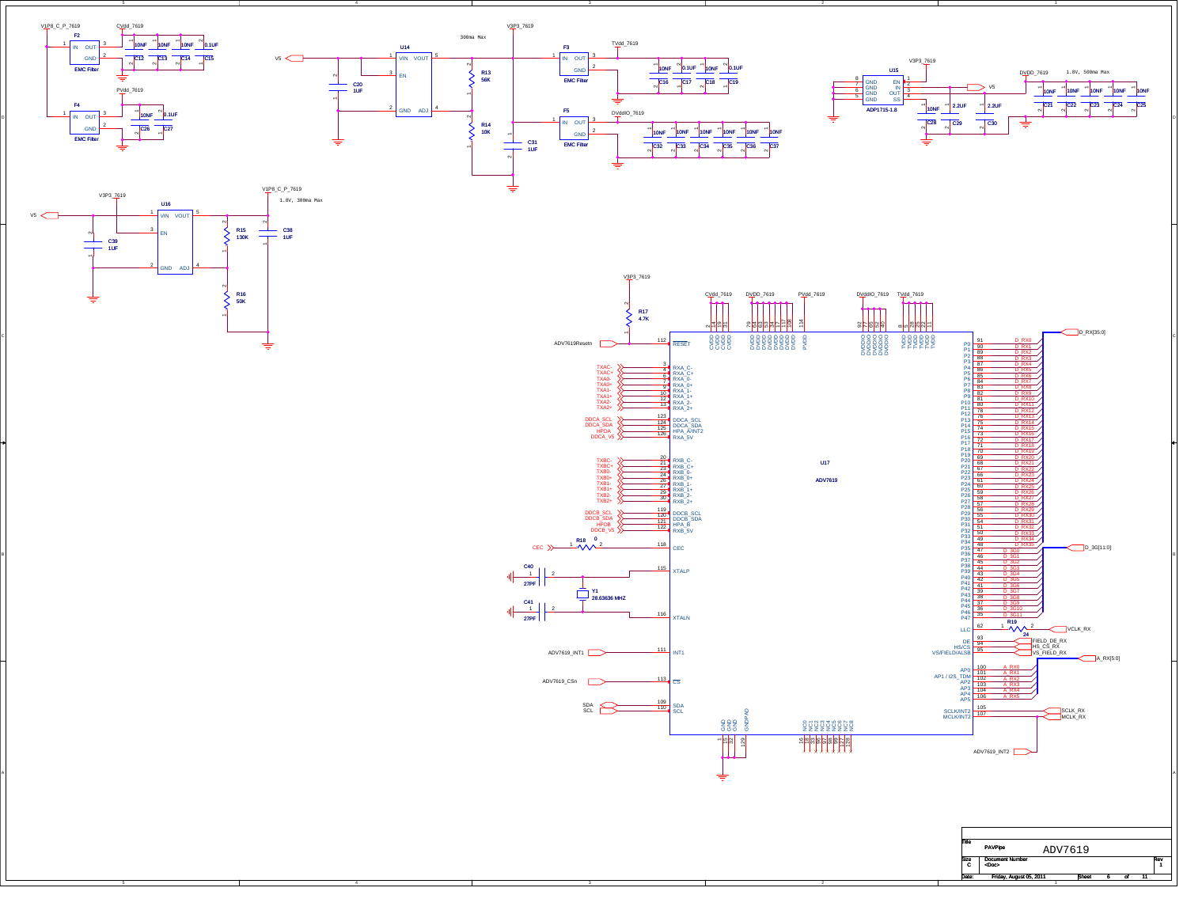# ADV7619

**Title:** PAVPipe — ADV7619

| Size | Document Number | Rev |
| --- | --- | --- |
| C | <Doc> | 1 |

Date: Friday, August 05, 2011 — Sheet 6 of 11

## Power Supply

- V1P8_C_P_7619 → F2 (EMC Filter) → CVdd_7619: C12 10NF, C13 10NF, C14 10NF, C15 0.1UF
- V1P8_C_P_7619 → F4 (EMC Filter) → PVdd_7619: C26 10NF, C27 0.1UF
- V5 → U14 (VIN, EN, VOUT, GND, ADJ) → V3P3_7619, 300ma Max; C20 1UF, R13 56K, R14 10K, C31 1UF
- V3P3_7619 → F3 (EMC Filter) → TVdd_7619: C16 10NF, C17 0.1UF, C18 10NF, C19 0.1UF
- V3P3_7619 → F5 (EMC Filter) → DVddIO_7619: C32 10NF, C33 10NF, C34 10NF, C35 10NF, C36 10NF, C37 10NF
- V3P3_7619 → U15 ADP1715-1.8 (GND, EN, IN, OUT, SS) → DVDD_7619, 1.8V, 500ma Max; V5; C28 10NF, C29 2.2UF, C30 2.2UF; C21 10NF, C22 10NF, C23 10NF, C24 10NF, C25 10NF
- V5, V3P3_7619 → U16 (VIN, EN, VOUT, GND, ADJ) → V1P8_C_P_7619, 1.8V, 300ma Max; C39 1UF, R15 130K, C38 1UF, R16 50K

## U17 ADV7619

- Power: CVdd_7619 (CVDD 2, 14, 19, 31), DVDD_7619 (DVDD 79, 96, 83, 54, 34, 117, 108), PVdd_7619 (PVDD 114), DVddIO_7619 (DVDDIO 92, 77, 66, 52, 40), TVdd_7619 (TVDD 8, 16, 28, 22, 11)
- V3P3_7619 — R17 4.7K — ADV7619Resetn → 112 RESET
- TXA-, TXA+, TXA0-, TXA0+, TXA1-, TXA1+, TXA2-, TXA2+ → RXA_C- (3), RXA_C+ (4), RXA_0- (6), RXA_0+ (7), RXA_1- (9), RXA_1+ (10), RXA_2- (12), RXA_2+ (13)
- DDCA_SCL (123), DDCA_SDA (124), HPDA → HPA_A/INT2 (125), DDCA_V5 → RXA_5V (126)
- TXBC-, TXBC+, TXB0-, TXB0+, TXB1-, TXB1+, TXB2-, TXB2+ → RXB_C- (20), RXB_C+ (21), RXB_0- (23), RXB_0+ (24), RXB_1- (26), RXB_1+ (27), RXB_2- (29), RXB_2+ (30)
- DDCB_SCL (119), DDCB_SDA (120), HPDB → HPA_B (121), DDCB_V5 → RXB_5V (122)
- CEC — R18 0 → 118 CEC
- XTALP (115), XTALN (116): Y1 28.63636 MHZ, C40 27PF, C41 27PF
- ADV7619_INT1 → 111 INT1
- ADV7619_CSn → 113 CS
- SDA (109), SCL (110)
- GND 15, 32, 129 (GNDPAD); NC0–NC8: 18, 33, 36, 37, 38, 58, 63, 127, 128
- P0–P35 (pins 91…48) → D_RX0 … D_RX35 → D_RX[35:0]
- P36–P47 (pins 47…35) → D_3G0 … D_3G11 → D_3G[11:0]
- LLC (62) — R19 24 → VCLK_RX
- DE (93) → FIELD_DE_RX; HS/CS (94) → HS_CS_RX; VS/FIELD/ALSB (95) → VS_FIELD_RX
- AP0–AP5 / AP1 / I2S_TDM (100–106) → A_RX0 … A_RX5 → A_RX[5:0]
- SCLK/INT2 (105) → SCLK_RX; MCLK/INT2 (107) → MCLK_RX; ADV7619_INT2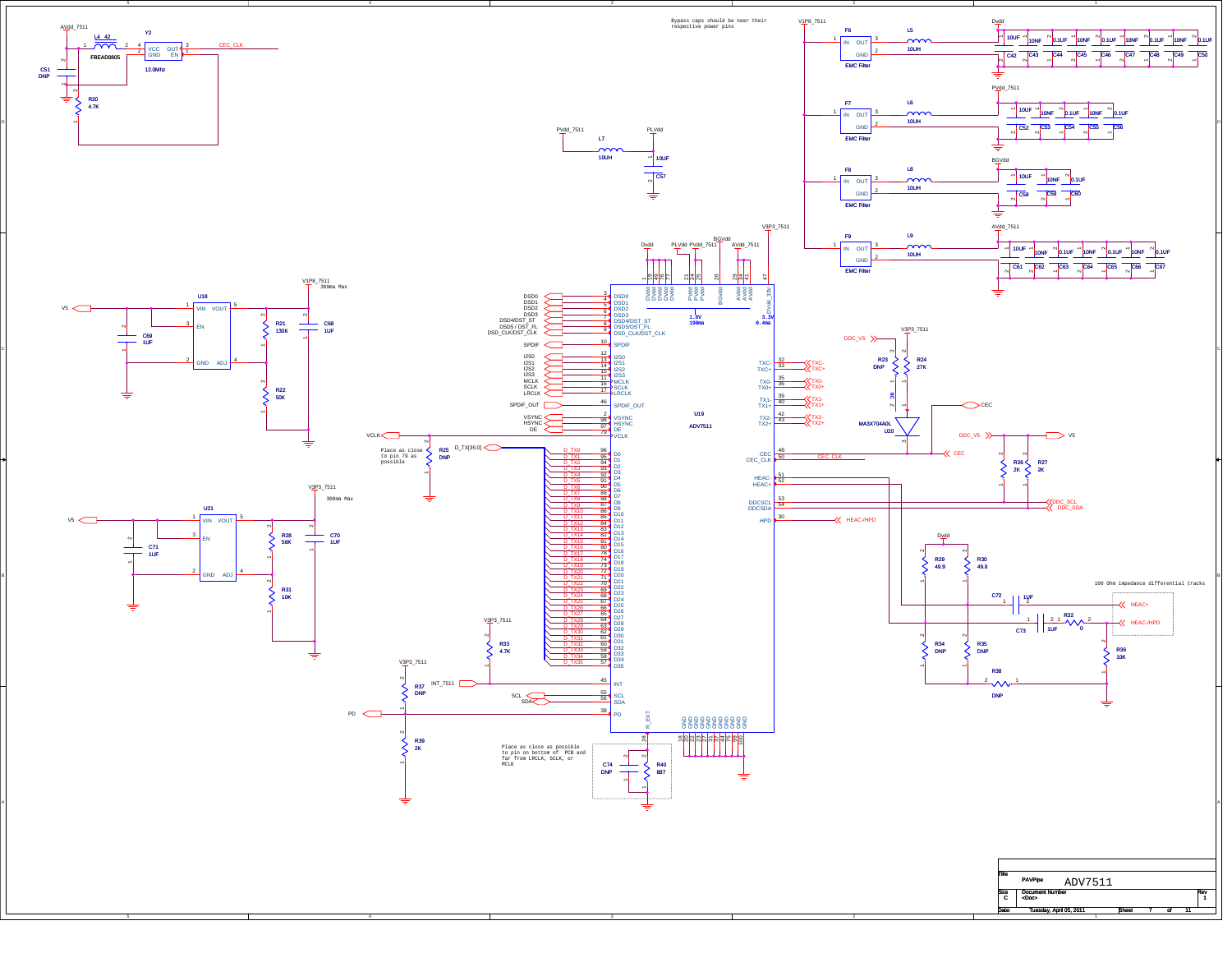Bypass caps should be near their respective power pins

Place as close to pin 79 as possible

Place as close as possible to pin on bottom of PCB and far from LRCLK, SCLK, or MCLK

100 Ohm impedance differential tracks

300ma Max

300ma Max

1.8V 190ma

3.3V 0.4ma

| Title | PAVPipe | ADV7511 | |
|---|---|---|---|
| Size C | Document Number <Doc> | | Rev 1 |
| Date: | Tuesday, April 05, 2011 | Sheet 7 of 11 | |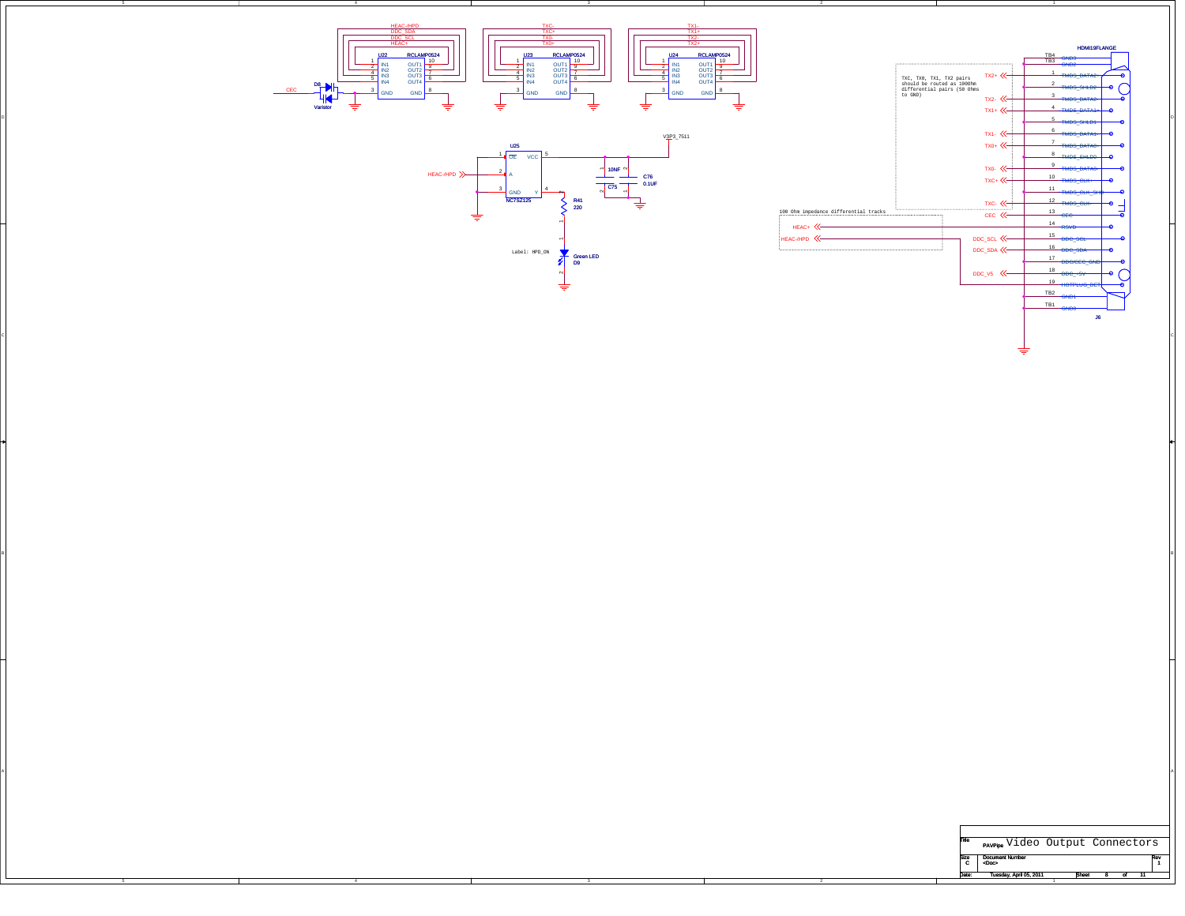**U22** RCLAMP0524

- HEAC-/HPD
- DDC_SDA
- DDC_SCL
- HEAC+

| Pin | Name | Name | Pin |
|---|---|---|---|
| 1 | IN1 | OUT1 | 10 |
| 2 | IN2 | OUT2 | 9 |
| 4 | IN3 | OUT3 | 7 |
| 5 | IN4 | OUT4 | 6 |
| 3 | GND | GND | 8 |

CEC — D8 Varistor

**U23** RCLAMP0524

- TXC-
- TXC+
- TX0-
- TX0+

| Pin | Name | Name | Pin |
|---|---|---|---|
| 1 | IN1 | OUT1 | 10 |
| 2 | IN2 | OUT2 | 9 |
| 4 | IN3 | OUT3 | 7 |
| 5 | IN4 | OUT4 | 6 |
| 3 | GND | GND | 8 |

**U24** RCLAMP0524

- TX1-
- TX1+
- TX2-
- TX2+

| Pin | Name | Name | Pin |
|---|---|---|---|
| 1 | IN1 | OUT1 | 10 |
| 2 | IN2 | OUT2 | 9 |
| 4 | IN3 | OUT3 | 7 |
| 5 | IN4 | OUT4 | 6 |
| 3 | GND | GND | 8 |

**U25** NC7SZ125

| Pin | Name |
|---|---|
| 1 | OE |
| 2 | A |
| 3 | GND |
| 4 | Y |
| 5 | VCC |

HEAC-/HPD → A

V3P3_7511

C75 10NF, C76 0.1UF

R41 220

Label: HPD_ON

D9 Green LED

TXC, TX0, TX1, TX2 pairs should be routed as 100Ohm differential pairs (50 Ohms to GND)

100 Ohm impedance differential tracks

**J6** HDMI19FLANGE

| Signal | Pin | Name |
|---|---|---|
| | TB4 | GND3 |
| | TB3 | GND2 |
| TX2+ | 1 | TMDS_DATA2+ |
| | 2 | TMDS_SHLD2 |
| TX2- | 3 | TMDS_DATA2- |
| TX1+ | 4 | TMDS_DATA1+ |
| | 5 | TMDS_SHLD1 |
| TX1- | 6 | TMDS_DATA1- |
| TX0+ | 7 | TMDS_DATA0+ |
| | 8 | TMDS_SHLD0 |
| TX0- | 9 | TMDS_DATA0- |
| TXC+ | 10 | TMDS_CLK+ |
| | 11 | TMDS_CLK_SHD |
| TXC- | 12 | TMDS_CLK- |
| CEC | 13 | CEC |
| HEAC+ | 14 | RSVD |
| DDC_SCL | 15 | DDC_SCL |
| DDC_SDA | 16 | DDC_SDA |
| | 17 | DDC/CEC_GND |
| DDC_V5 | 18 | DDC_+5V |
| HEAC-/HPD | 19 | HOTPLUG_DET |
| | TB2 | GND1 |
| | TB1 | GND0 |

| Title | PAVPipe Video Output Connectors | |
|---|---|---|
| Size C | Document Number <Doc> | Rev 1 |
| Date: Tuesday, April 05, 2011 | Sheet 8 of 11 | |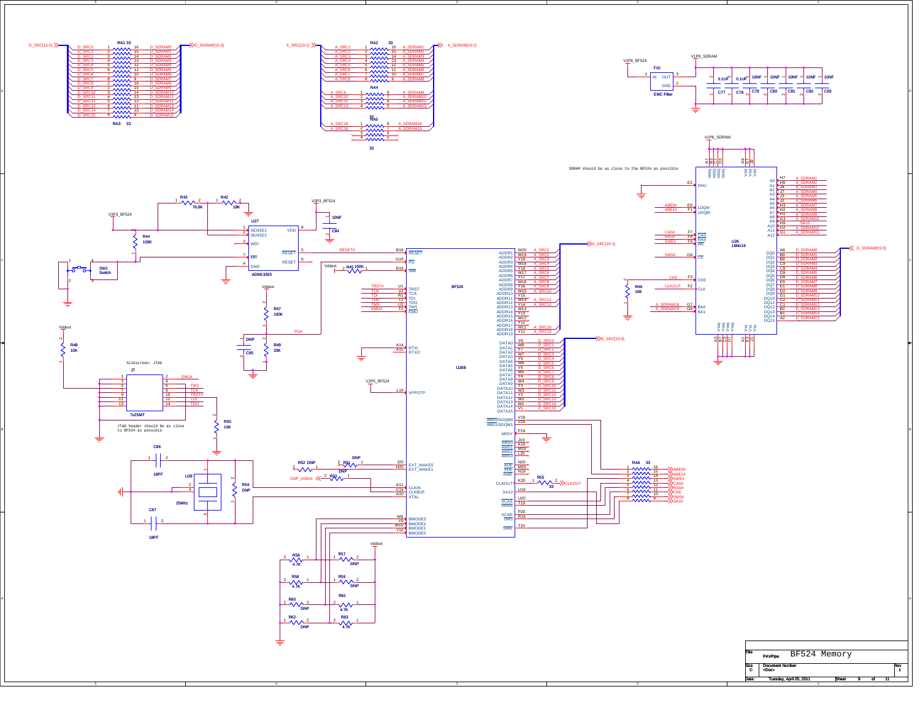SDRAM should be as close to the BF524 as possible

Silkscreen: JTAG

JTAG header should be as close to BF524 as possible

| Title | PAVPipe | BF524 Memory | |
|---|---|---|---|
| Size C | Document Number <Doc> | | Rev 1 |
| Date: | Tuesday, April 05, 2011 | Sheet 9 of 11 | |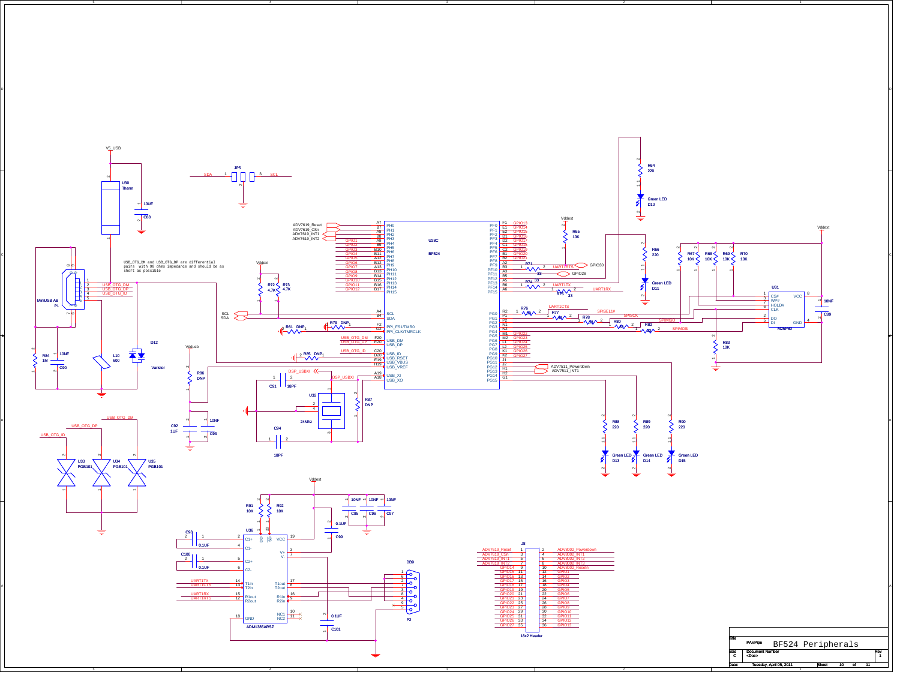V5_USB

U30
Therm

10UF
C88

JP5

SDA SCL

USB_OTG_DM and USB_OTG_DP are differential pairs with 90 ohms impedance and should be as short as possible

Vddext

R72 4.7K
R73 4.7K

ADV7619_Reset
ADV7619_CSn
ADV7619_INT1
ADV7619_INT2

U28C

BF524

| Pin | Signal | Net |
|---|---|---|
| A7 | PH0 | ADV7619_Reset |
| B7 | PH1 | ADV7619_CSn |
| A8 | PH2 | ADV7619_INT1 |
| B8 | PH3 | ADV7619_INT2 |
| A9 | PH4 | GPIO1 |
| B9 | PH5 | GPIO2 |
| B10 | PH6 | GPIO3 |
| B11 | PH7 | GPIO4 |
| A12 | PH8 | GPIO5 |
| B12 | PH9 | GPIO6 |
| A13 | PH10 | GPIO7 |
| B13 | PH11 | GPIO8 |
| B14 | PH12 | GPIO9 |
| B15 | PH13 | GPIO10 |
| B16 | PH14 | GPIO11 |
| B17 | PH15 | GPIO12 |
| A4 | SCL | SCL |
| B4 | SDA | SDA |
| F2 | PPI_FS1/TMR0 | |
| G2 | PPI_CLK/TMRCLK | |
| F20 | USB_DM | USB_OTG_DM |
| E20 | USB_DP | USB_OTG_DP |
| C20 | USB_ID | USB_OTG_ID |
| D20 | USB_RSET | |
| E19 | USB_VBUS | |
| H19 | USB_VREF | |
| A19 | USB_XI | DSP_USBXI |
| A18 | USB_XO | DSP_USBXO |

| Pin | Signal | Net |
|---|---|---|
| F1 | PF0 | GPIO13 |
| E1 | PF1 | GPIO14 |
| E2 | PF2 | GPIO15 |
| D1 | PF3 | GPIO16 |
| D2 | PF4 | GPIO17 |
| C1 | PF5 | GPIO18 |
| C2 | PF6 | GPIO19 |
| B1 | PF7 | GPIO20 |
| B2 | PF8 | GPIO21 |
| A2 | PF9 | |
| B3 | PF10 | UART1RTS |
| A3 | PF11 | |
| B5 | PF12 | |
| A5 | PF13 | |
| B6 | PF14 | UART1TX |
| A6 | PF15 | UART1RX |
| R2 | PG0 | UART1CTS |
| P1 | PG1 | SPISEL1# |
| P2 | PG2 | SPISCK |
| N1 | PG3 | SPIMISO |
| N2 | PG4 | SPIMOSI |
| M1 | PG5 | GPIO22 |
| M2 | PG6 | GPIO23 |
| L1 | PG7 | GPIO24 |
| L2 | PG8 | GPIO25 |
| K1 | PG9 | GPIO26 |
| K2 | PG10 | GPIO27 |
| J1 | PG11 | |
| J2 | PG12 | ADV7511_Powerdown |
| H1 | PG13 | ADV7511_INT1 |
| H2 | PG14 | |
| G1 | PG15 | |

R81 DNP, R79 DNP, R85 DNP

R71 33, R74 33, R75 33, R76 33, R77 33, R78 33, R80 33, R82 33

GPIO30, GPIO28

Vddext

R65 10K

R64 220, Green LED D10

R66 220, Green LED D11

R67 10K, R68 10K, R69 10K, R70 10K

U31 M25P80: CS#, WP#, HOLD#, CLK, DO, DI, VCC, GND

10NF C89

R83 10K

R88 220 Green LED D13; R89 220 Green LED D14; R90 220 Green LED D15

MiniUSB AB P1

R84 1M, 10NF C90, L10 600, D12 Varistor

Vddusb

R86 DNP

C92 1UF, 10NF C93

C91 18PF, U32 24Mhz, R87 DNP, C94 18PF

U33 PGB101, U34 PGB101, U35 PGB101

USB_OTG_DM, USB_OTG_DP, USB_OTG_ID

Vddext

R91 10K, R92 10K

10NF C95, 10NF C96, 10NF C97

0.1UF C99

U36 ADM1385ARSZ

C98 0.1UF, C100 0.1UF

| Pin | Signal | Net |
|---|---|---|
| 2 | C1+ | |
| 4 | C1- | |
| 5 | C2+ | |
| 6 | C2- | |
| 14 | T1in | UART1TX |
| 13 | T2in | UART1CTS |
| 15 | R1out | UART1RX |
| 12 | R2out | UART1RTS |
| 18 | GND | |
| 19 | VCC | |
| 3 | V+ | |
| 7 | V- | |
| 17 | T1out | |
| 8 | T2out | |
| 16 | R1in | |
| 9 | R2in | |
| 10 | NC1 | |
| 11 | NC2 | |

DB9 P2

0.1UF C101

J8 18x2 Header

| Net | Pin | Pin | Net |
|---|---|---|---|
| ADV7619_Reset | 1 | 2 | ADV8002_Powerdown |
| ADV7619_CSn | 3 | 4 | ADV8002_INT1 |
| ADV7619_INT1 | 5 | 6 | ADV8002_INT2 |
| ADV7619_INT2 | 7 | 8 | ADV8002_INT3 |
| GPIO14 | 9 | 10 | ADV8002_Reset# |
| GPIO15 | 11 | 12 | GPIO1 |
| GPIO16 | 13 | 14 | GPIO2 |
| GPIO17 | 15 | 16 | GPIO3 |
| GPIO18 | 17 | 18 | GPIO4 |
| GPIO19 | 19 | 20 | GPIO5 |
| GPIO20 | 21 | 22 | GPIO6 |
| GPIO21 | 23 | 24 | GPIO7 |
| GPIO22 | 25 | 26 | GPIO8 |
| GPIO23 | 27 | 28 | GPIO9 |
| GPIO24 | 29 | 30 | GPIO10 |
| GPIO25 | 31 | 32 | GPIO11 |
| GPIO26 | 33 | 34 | GPIO12 |
| GPIO27 | 35 | 36 | GPIO13 |

| Title | PAVPipe | BF524 Peripherals | |
|---|---|---|---|
| Size C | Document Number <Doc> | | Rev 1 |
| Date: | Tuesday, April 05, 2011 | Sheet 10 of 11 | |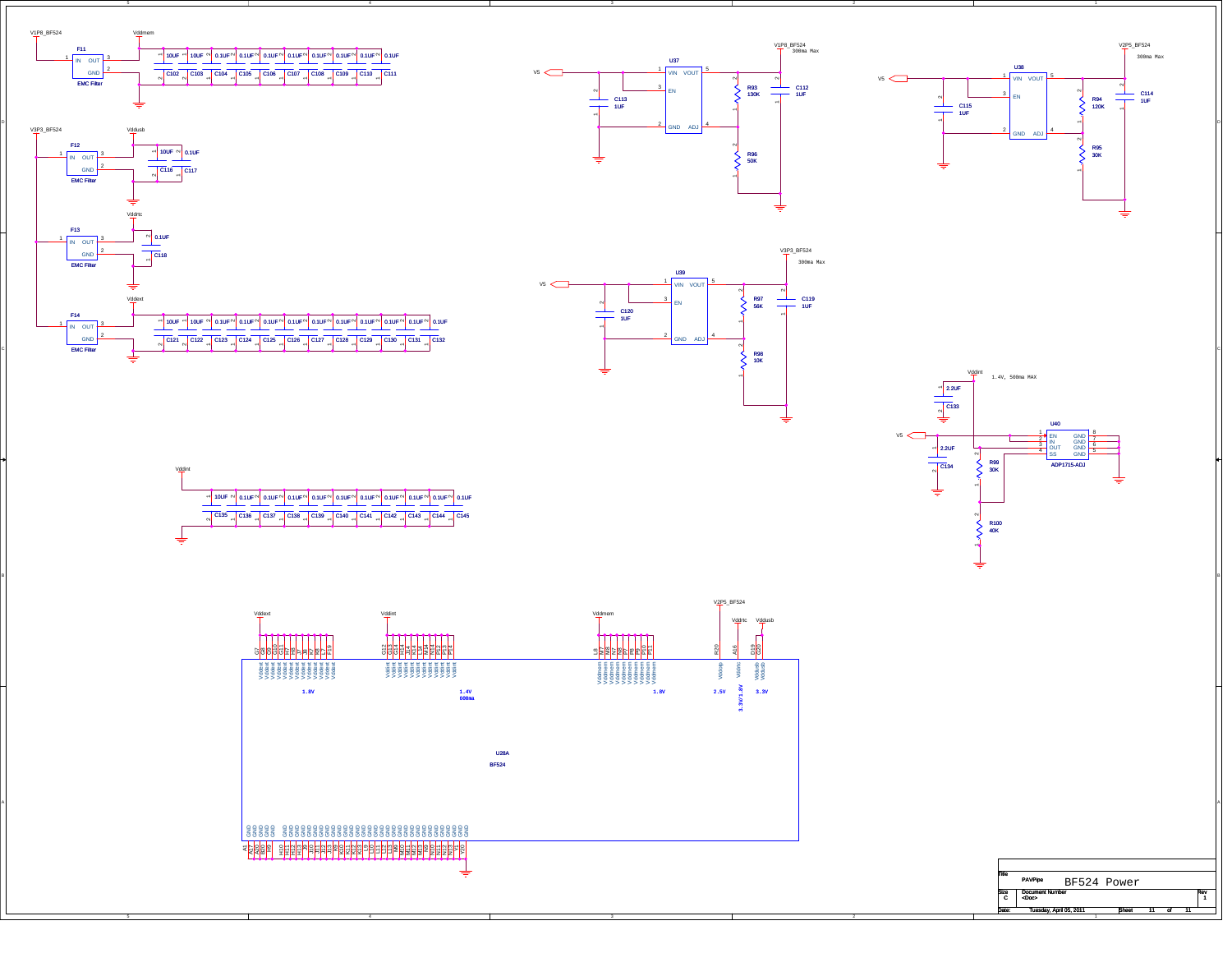V1P8_BF524 — F11 (IN 1, OUT 3, GND 2) EMC Filter — Vddmem

C102 10UF, C103 10UF, C104 0.1UF, C105 0.1UF, C106 0.1UF, C107 0.1UF, C108 0.1UF, C109 0.1UF, C110 0.1UF, C111 0.1UF

V3P3_BF524 — F12 (IN 1, OUT 3, GND 2) EMC Filter — Vddusb

C116 10UF, C117 0.1UF

F13 (IN 1, OUT 3, GND 2) EMC Filter — Vddrtc

C118 0.1UF

F14 (IN 1, OUT 3, GND 2) EMC Filter — Vddext

C121 10UF, C122 10UF, C123 0.1UF, C124 0.1UF, C125 0.1UF, C126 0.1UF, C127 0.1UF, C128 0.1UF, C129 0.1UF, C130 0.1UF, C131 0.1UF, C132 0.1UF

V5 — U37 (VIN 1, EN 3, GND 2, VOUT 5, ADJ 4) — V1P8_BF524 300ma Max

C113 1UF, R93 130K, R96 50K, C112 1UF

V5 — U38 (VIN 1, EN 3, GND 2, VOUT 5, ADJ 4) — V2P5_BF524 300ma Max

C115 1UF, R94 120K, R95 30K, C114 1UF

V5 — U39 (VIN 1, EN 3, GND 2, VOUT 5, ADJ 4) — V3P3_BF524 300ma Max

C120 1UF, R97 56K, R98 10K, C119 1UF

Vddint 1.4V, 500ma MAX

C133 2.2UF

V5 — U40 ADP1715-ADJ (EN 1, IN 2, OUT 3, SS 4, GND 8, GND 7, GND 6, GND 5)

C134 2.2UF, R99 30K, R100 40K

Vddint

C135 10UF, C136 0.1UF, C137 0.1UF, C138 0.1UF, C139 0.1UF, C140 0.1UF, C141 0.1UF, C142 0.1UF, C143 0.1UF, C144 0.1UF, C145 0.1UF

U28A BF524

Vddext: G7, G8, G9, G10, G11, H7, H8, J7, K7, K8, L7, F19 — 1.8V

Vddint: G12, G13, G14, H13, H14, J14, K14, M14, N14, P12, P13, P14 — 1.4V 600ma

Vddmem: L8, M7, M8, N7, N8, P7, P8, P10, P11 — 1.8V

V2P5_BF524: Vddotp R20 — 2.5V

Vddrtc: A16 — 3.3V/1.8V

Vddusb: Vddusb D19, Vddusb D20 — 3.3V

GND: A1, A20, B20, H9, H10, H11, H12, J8, J9, J10, J11, J12, K9, K10, K11, K12, K13, L9, L10, L11, L12, L13, M9, M10, M11, M12, M13, N9, N10, N11, N12, N13, Y1, Y20

Title: PAVPipe — BF524 Power

Size: C | Document Number: <Doc> | Rev: 1

Date: Tuesday, April 05, 2011 | Sheet 11 of 11